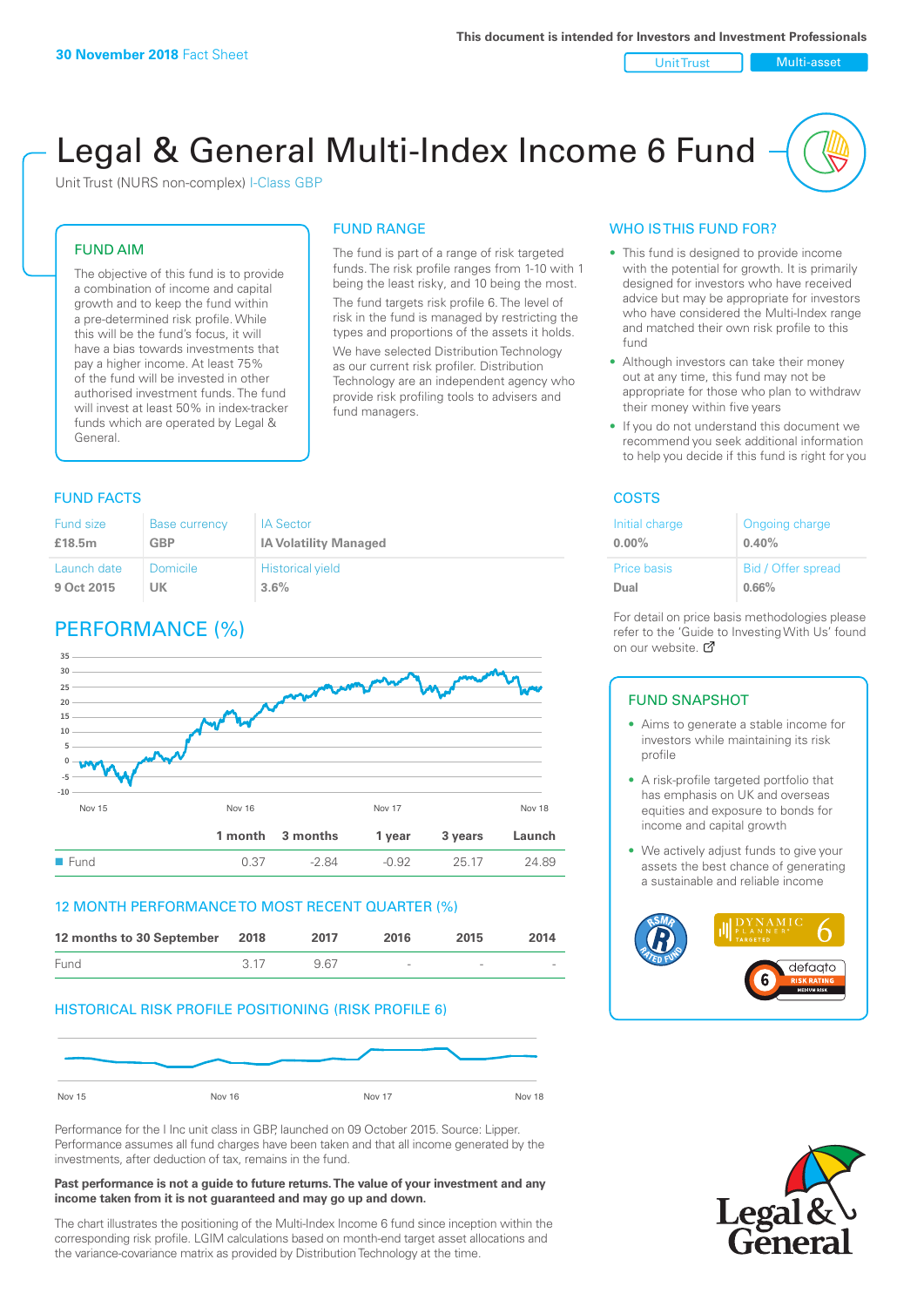**30 November 2018** Fact Sheet

This document is intended for Investors and Investment Professionals

Unit Trust | Multi-asset

# Legal & General Multi-Index Income 6 Fund

Unit Trust (NURS non-complex) I-Class GBP

## FUND AIM

The objective of this fund is to provide a combination of income and capital growth and to keep the fund within a pre-determined risk profile. While this will be the fund's focus, it will have a bias towards investments that pay a higher income. At least 75% of the fund will be invested in other authorised investment funds. The fund will invest at least 50% in index-tracker funds which are operated by Legal & General.

## FUND RANGE

The fund is part of a range of risk targeted funds. The risk profile ranges from 1-10 with 1 being the least risky, and 10 being the most.

The fund targets risk profile 6. The level of risk in the fund is managed by restricting the types and proportions of the assets it holds.

We have selected Distribution Technology as our current risk profiler. Distribution Technology are an independent agency who provide risk profiling tools to advisers and fund managers.

## WHO IS THIS FUND FOR?

- This fund is designed to provide income with the potential for growth. It is primarily designed for investors who have received advice but may be appropriate for investors who have considered the Multi-Index range and matched their own risk profile to this fund
- Although investors can take their money out at any time, this fund may not be appropriate for those who plan to withdraw their money within five years
- If you do not understand this document we recommend you seek additional information to help you decide if this fund is right for you

## FUND FACTS

| Fund size | Base currency | IA Sector |
|---|---|---|
| **£18.5m** | **GBP** | **IA Volatility Managed** |
| Launch date | Domicile | Historical yield |
| **9 Oct 2015** | **UK** | **3.6%** |

## COSTS

| Initial charge | Ongoing charge |
|---|---|
| **0.00%** | **0.40%** |
| Price basis | Bid / Offer spread |
| **Dual** | **0.66%** |

For detail on price basis methodologies please refer to the 'Guide to Investing With Us' found on our website.

## PERFORMANCE (%)

35
30
25
20
15
10
5
0
-5
-10
Nov 15
Nov 16
Nov 17
Nov 18

| | 1 month | 3 months | 1 year | 3 years | Launch |
|---|---|---|---|---|---|
| Fund | 0.37 | -2.84 | -0.92 | 25.17 | 24.89 |

## FUND SNAPSHOT

- Aims to generate a stable income for investors while maintaining its risk profile
- A risk-profile targeted portfolio that has emphasis on UK and overseas equities and exposure to bonds for income and capital growth
- We actively adjust funds to give your assets the best chance of generating a sustainable and reliable income

## 12 MONTH PERFORMANCE TO MOST RECENT QUARTER (%)

| 12 months to 30 September | 2018 | 2017 | 2016 | 2015 | 2014 |
|---|---|---|---|---|---|
| Fund | 3.17 | 9.67 | - | - | - |

## HISTORICAL RISK PROFILE POSITIONING (RISK PROFILE 6)

Nov 15
Nov 16
Nov 17
Nov 18

Performance for the I Inc unit class in GBP, launched on 09 October 2015. Source: Lipper. Performance assumes all fund charges have been taken and that all income generated by the investments, after deduction of tax, remains in the fund.

**Past performance is not a guide to future returns. The value of your investment and any income taken from it is not guaranteed and may go up and down.**

The chart illustrates the positioning of the Multi-Index Income 6 fund since inception within the corresponding risk profile. LGIM calculations based on month-end target asset allocations and the variance-covariance matrix as provided by Distribution Technology at the time.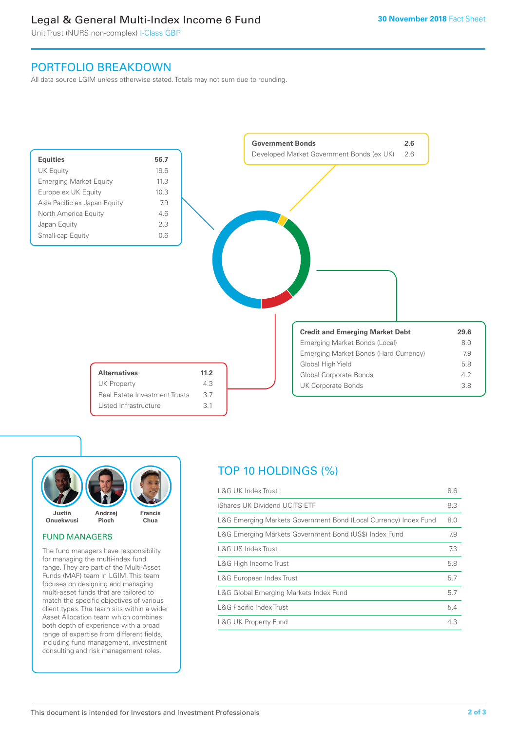# Legal & General Multi-Index Income 6 Fund

Unit Trust (NURS non-complex) I-Class GBP

30 November 2018 Fact Sheet

## PORTFOLIO BREAKDOWN

All data source LGIM unless otherwise stated. Totals may not sum due to rounding.

| Equities | 56.7 |
|---|---|
| UK Equity | 19.6 |
| Emerging Market Equity | 11.3 |
| Europe ex UK Equity | 10.3 |
| Asia Pacific ex Japan Equity | 7.9 |
| North America Equity | 4.6 |
| Japan Equity | 2.3 |
| Small-cap Equity | 0.6 |

| Government Bonds | 2.6 |
|---|---|
| Developed Market Government Bonds (ex UK) | 2.6 |

| Credit and Emerging Market Debt | 29.6 |
|---|---|
| Emerging Market Bonds (Local) | 8.0 |
| Emerging Market Bonds (Hard Currency) | 7.9 |
| Global High Yield | 5.8 |
| Global Corporate Bonds | 4.2 |
| UK Corporate Bonds | 3.8 |

| Alternatives | 11.2 |
|---|---|
| UK Property | 4.3 |
| Real Estate Investment Trusts | 3.7 |
| Listed Infrastructure | 3.1 |

Justin Onuekwusi
Andrzej Pioch
Francis Chua

### FUND MANAGERS

The fund managers have responsibility for managing the multi-index fund range. They are part of the Multi-Asset Funds (MAF) team in LGIM. This team focuses on designing and managing multi-asset funds that are tailored to match the specific objectives of various client types. The team sits within a wider Asset Allocation team which combines both depth of experience with a broad range of expertise from different fields, including fund management, investment consulting and risk management roles.

## TOP 10 HOLDINGS (%)

| | |
|---|---|
| L&G UK Index Trust | 8.6 |
| iShares UK Dividend UCITS ETF | 8.3 |
| L&G Emerging Markets Government Bond (Local Currency) Index Fund | 8.0 |
| L&G Emerging Markets Government Bond (US$) Index Fund | 7.9 |
| L&G US Index Trust | 7.3 |
| L&G High Income Trust | 5.8 |
| L&G European Index Trust | 5.7 |
| L&G Global Emerging Markets Index Fund | 5.7 |
| L&G Pacific Index Trust | 5.4 |
| L&G UK Property Fund | 4.3 |

This document is intended for Investors and Investment Professionals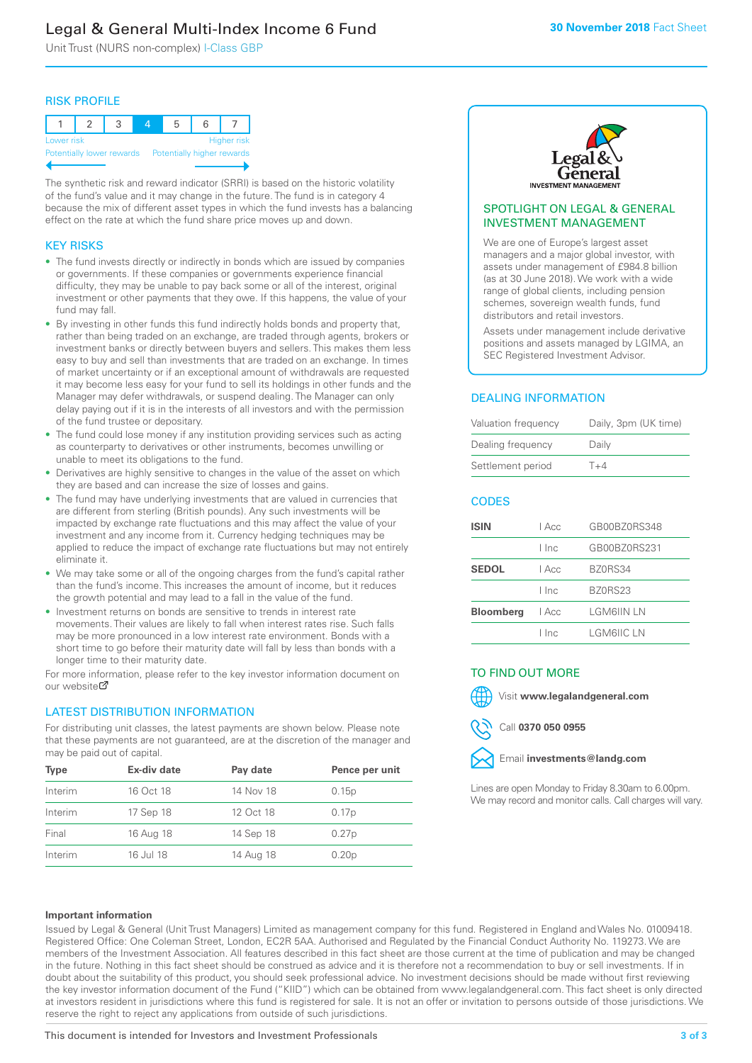# Legal & General Multi-Index Income 6 Fund

Unit Trust (NURS non-complex) I-Class GBP

**30 November 2018** Fact Sheet

## RISK PROFILE

| 1 | 2 | 3 | 4 | 5 | 6 | 7 |
|---|---|---|---|---|---|---|

Lower risk — Higher risk

Potentially lower rewards — Potentially higher rewards

The synthetic risk and reward indicator (SRRI) is based on the historic volatility of the fund's value and it may change in the future. The fund is in category 4 because the mix of different asset types in which the fund invests has a balancing effect on the rate at which the fund share price moves up and down.

## KEY RISKS

- The fund invests directly or indirectly in bonds which are issued by companies or governments. If these companies or governments experience financial difficulty, they may be unable to pay back some or all of the interest, original investment or other payments that they owe. If this happens, the value of your fund may fall.
- By investing in other funds this fund indirectly holds bonds and property that, rather than being traded on an exchange, are traded through agents, brokers or investment banks or directly between buyers and sellers. This makes them less easy to buy and sell than investments that are traded on an exchange. In times of market uncertainty or if an exceptional amount of withdrawals are requested it may become less easy for your fund to sell its holdings in other funds and the Manager may defer withdrawals, or suspend dealing. The Manager can only delay paying out if it is in the interests of all investors and with the permission of the fund trustee or depositary.
- The fund could lose money if any institution providing services such as acting as counterparty to derivatives or other instruments, becomes unwilling or unable to meet its obligations to the fund.
- Derivatives are highly sensitive to changes in the value of the asset on which they are based and can increase the size of losses and gains.
- The fund may have underlying investments that are valued in currencies that are different from sterling (British pounds). Any such investments will be impacted by exchange rate fluctuations and this may affect the value of your investment and any income from it. Currency hedging techniques may be applied to reduce the impact of exchange rate fluctuations but may not entirely eliminate it.
- We may take some or all of the ongoing charges from the fund's capital rather than the fund's income. This increases the amount of income, but it reduces the growth potential and may lead to a fall in the value of the fund.
- Investment returns on bonds are sensitive to trends in interest rate movements. Their values are likely to fall when interest rates rise. Such falls may be more pronounced in a low interest rate environment. Bonds with a short time to go before their maturity date will fall by less than bonds with a longer time to their maturity date.

For more information, please refer to the key investor information document on our website

## LATEST DISTRIBUTION INFORMATION

For distributing unit classes, the latest payments are shown below. Please note that these payments are not guaranteed, are at the discretion of the manager and may be paid out of capital.

| Type | Ex-div date | Pay date | Pence per unit |
|---|---|---|---|
| Interim | 16 Oct 18 | 14 Nov 18 | 0.15p |
| Interim | 17 Sep 18 | 12 Oct 18 | 0.17p |
| Final | 16 Aug 18 | 14 Sep 18 | 0.27p |
| Interim | 16 Jul 18 | 14 Aug 18 | 0.20p |

## SPOTLIGHT ON LEGAL & GENERAL INVESTMENT MANAGEMENT

We are one of Europe's largest asset managers and a major global investor, with assets under management of £984.8 billion (as at 30 June 2018). We work with a wide range of global clients, including pension schemes, sovereign wealth funds, fund distributors and retail investors.

Assets under management include derivative positions and assets managed by LGIMA, an SEC Registered Investment Advisor.

## DEALING INFORMATION

| | |
|---|---|
| Valuation frequency | Daily, 3pm (UK time) |
| Dealing frequency | Daily |
| Settlement period | T+4 |

## CODES

| | | |
|---|---|---|
| **ISIN** | I Acc | GB00BZ0RS348 |
| | I Inc | GB00BZ0RS231 |
| **SEDOL** | I Acc | BZ0RS34 |
| | I Inc | BZ0RS23 |
| **Bloomberg** | I Acc | LGM6IIN LN |
| | I Inc | LGM6IIC LN |

## TO FIND OUT MORE

Visit **www.legalandgeneral.com**

Call **0370 050 0955**

Email **investments@landg.com**

Lines are open Monday to Friday 8.30am to 6.00pm. We may record and monitor calls. Call charges will vary.

**Important information**

Issued by Legal & General (Unit Trust Managers) Limited as management company for this fund. Registered in England and Wales No. 01009418. Registered Office: One Coleman Street, London, EC2R 5AA. Authorised and Regulated by the Financial Conduct Authority No. 119273. We are members of the Investment Association. All features described in this fact sheet are those current at the time of publication and may be changed in the future. Nothing in this fact sheet should be construed as advice and it is therefore not a recommendation to buy or sell investments. If in doubt about the suitability of this product, you should seek professional advice. No investment decisions should be made without first reviewing the key investor information document of the Fund ("KIID") which can be obtained from www.legalandgeneral.com. This fact sheet is only directed at investors resident in jurisdictions where this fund is registered for sale. It is not an offer or invitation to persons outside of those jurisdictions. We reserve the right to reject any applications from outside of such jurisdictions.

This document is intended for Investors and Investment Professionals